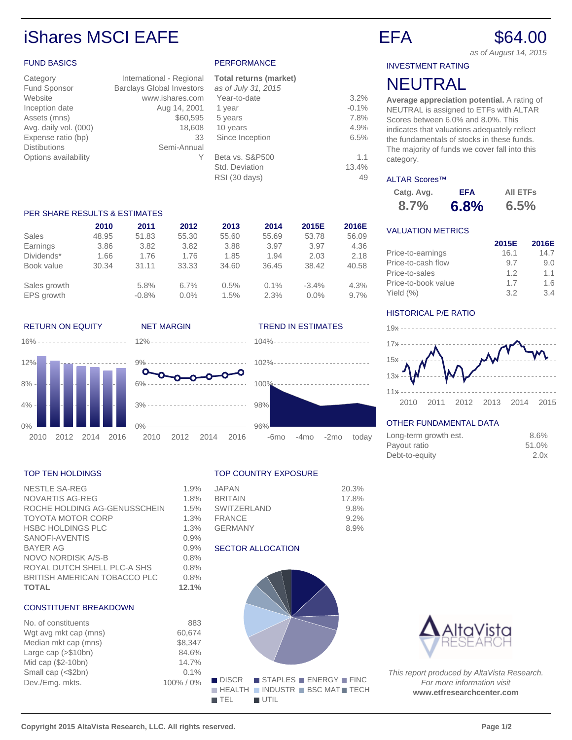# iShares MSCI EAFE

**EFA** **$64.00**

*as of August 14, 2015*

## FUND BASICS

| | |
|---|---|
| Category | International - Regional |
| Fund Sponsor | Barclays Global Investors |
| Website | www.ishares.com |
| Inception date | Aug 14, 2001 |
| Assets (mns) | $60,595 |
| Avg. daily vol. (000) | 18,608 |
| Expense ratio (bp) | 33 |
| Distibutions | Semi-Annual |
| Options availability | Y |

## PERFORMANCE

**Total returns (market)**
*as of July 31, 2015*

| | |
|---|---|
| Year-to-date | 3.2% |
| 1 year | -0.1% |
| 5 years | 7.8% |
| 10 years | 4.9% |
| Since Inception | 6.5% |
| Beta vs. S&P500 | 1.1 |
| Std. Deviation | 13.4% |
| RSI (30 days) | 49 |

## INVESTMENT RATING

# NEUTRAL

**Average appreciation potential.** A rating of NEUTRAL is assigned to ETFs with ALTAR Scores between 6.0% and 8.0%. This indicates that valuations adequately reflect the fundamentals of stocks in these funds. The majority of funds we cover fall into this category.

## ALTAR Scores™

| Catg. Avg. | EFA | All ETFs |
|---|---|---|
| 8.7% | **6.8%** | 6.5% |

## PER SHARE RESULTS & ESTIMATES

| | 2010 | 2011 | 2012 | 2013 | 2014 | 2015E | 2016E |
|---|---|---|---|---|---|---|---|
| Sales | 48.95 | 51.83 | 55.30 | 55.60 | 55.69 | 53.78 | 56.09 |
| Earnings | 3.86 | 3.82 | 3.82 | 3.88 | 3.97 | 3.97 | 4.36 |
| Dividends* | 1.66 | 1.76 | 1.76 | 1.85 | 1.94 | 2.03 | 2.18 |
| Book value | 30.34 | 31.11 | 33.33 | 34.60 | 36.45 | 38.42 | 40.58 |
| Sales growth | | 5.8% | 6.7% | 0.5% | 0.1% | -3.4% | 4.3% |
| EPS growth | | -0.8% | 0.0% | 1.5% | 2.3% | 0.0% | 9.7% |

## VALUATION METRICS

| | 2015E | 2016E |
|---|---|---|
| Price-to-earnings | 16.1 | 14.7 |
| Price-to-cash flow | 9.7 | 9.0 |
| Price-to-sales | 1.2 | 1.1 |
| Price-to-book value | 1.7 | 1.6 |
| Yield (%) | 3.2 | 3.4 |

## RETURN ON EQUITY

## NET MARGIN

## TREND IN ESTIMATES

## HISTORICAL P/E RATIO

## OTHER FUNDAMENTAL DATA

| | |
|---|---|
| Long-term growth est. | 8.6% |
| Payout ratio | 51.0% |
| Debt-to-equity | 2.0x |

## TOP TEN HOLDINGS

| | |
|---|---|
| NESTLE SA-REG | 1.9% |
| NOVARTIS AG-REG | 1.8% |
| ROCHE HOLDING AG-GENUSSCHEIN | 1.5% |
| TOYOTA MOTOR CORP | 1.3% |
| HSBC HOLDINGS PLC | 1.3% |
| SANOFI-AVENTIS | 0.9% |
| BAYER AG | 0.9% |
| NOVO NORDISK A/S-B | 0.8% |
| ROYAL DUTCH SHELL PLC-A SHS | 0.8% |
| BRITISH AMERICAN TOBACCO PLC | 0.8% |
| **TOTAL** | **12.1%** |

## TOP COUNTRY EXPOSURE

| | |
|---|---|
| JAPAN | 20.3% |
| BRITAIN | 17.8% |
| SWITZERLAND | 9.8% |
| FRANCE | 9.2% |
| GERMANY | 8.9% |

## SECTOR ALLOCATION

## CONSTITUENT BREAKDOWN

| | |
|---|---|
| No. of constituents | 883 |
| Wgt avg mkt cap (mns) | 60,674 |
| Median mkt cap (mns) | $8,347 |
| Large cap (>$10bn) | 84.6% |
| Mid cap ($2-10bn) | 14.7% |
| Small cap (<$2bn) | 0.1% |
| Dev./Emg. mkts. | 100% / 0% |

*This report produced by AltaVista Research. For more information visit*
**www.etfresearchcenter.com**

**Copyright 2015 AltaVista Research, LLC. All rights reserved.**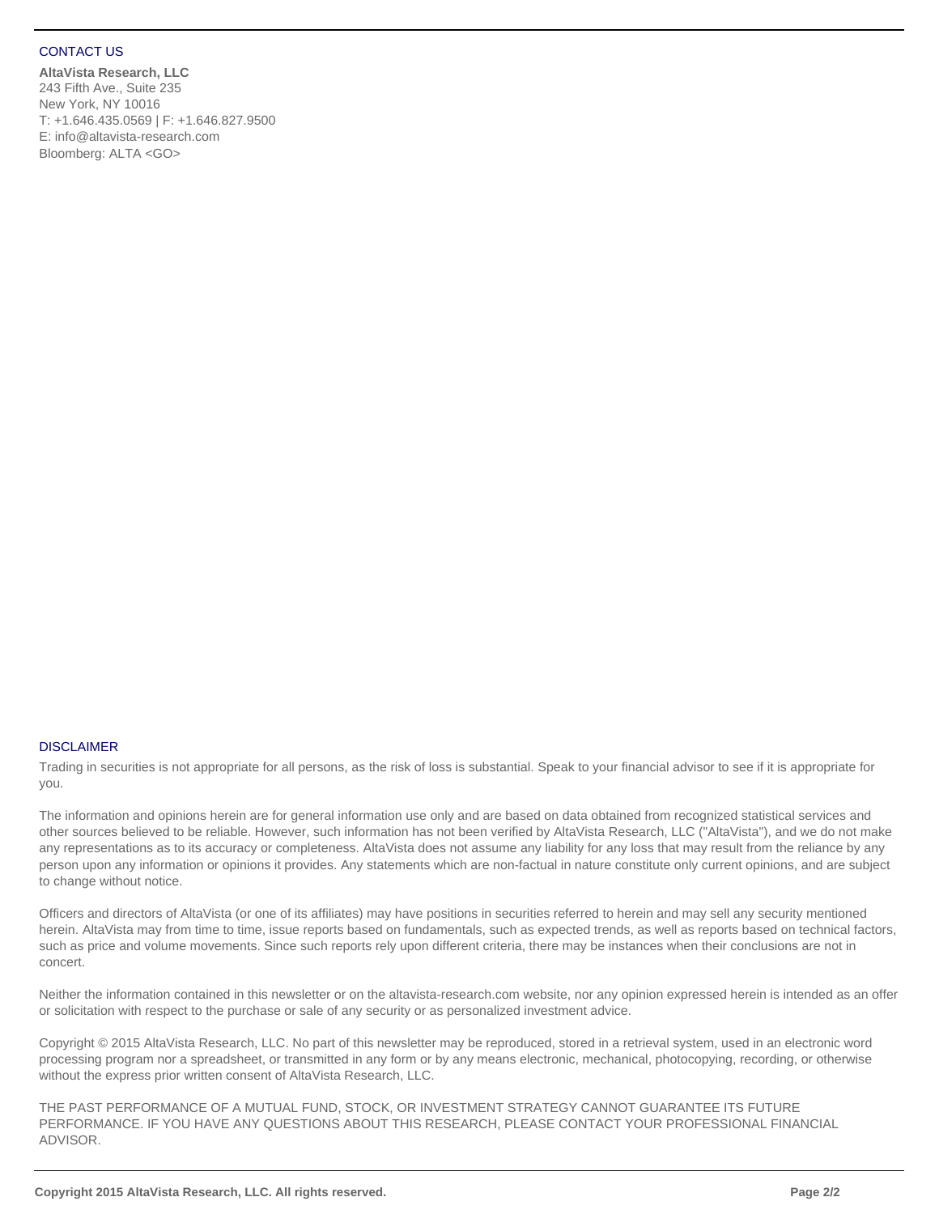## CONTACT US

**AltaVista Research, LLC**
243 Fifth Ave., Suite 235
New York, NY 10016
T: +1.646.435.0569 | F: +1.646.827.9500
E: info@altavista-research.com
Bloomberg: ALTA <GO>

## DISCLAIMER

Trading in securities is not appropriate for all persons, as the risk of loss is substantial. Speak to your financial advisor to see if it is appropriate for you.

The information and opinions herein are for general information use only and are based on data obtained from recognized statistical services and other sources believed to be reliable. However, such information has not been verified by AltaVista Research, LLC ("AltaVista"), and we do not make any representations as to its accuracy or completeness. AltaVista does not assume any liability for any loss that may result from the reliance by any person upon any information or opinions it provides. Any statements which are non-factual in nature constitute only current opinions, and are subject to change without notice.

Officers and directors of AltaVista (or one of its affiliates) may have positions in securities referred to herein and may sell any security mentioned herein. AltaVista may from time to time, issue reports based on fundamentals, such as expected trends, as well as reports based on technical factors, such as price and volume movements. Since such reports rely upon different criteria, there may be instances when their conclusions are not in concert.

Neither the information contained in this newsletter or on the altavista-research.com website, nor any opinion expressed herein is intended as an offer or solicitation with respect to the purchase or sale of any security or as personalized investment advice.

Copyright © 2015 AltaVista Research, LLC. No part of this newsletter may be reproduced, stored in a retrieval system, used in an electronic word processing program nor a spreadsheet, or transmitted in any form or by any means electronic, mechanical, photocopying, recording, or otherwise without the express prior written consent of AltaVista Research, LLC.

THE PAST PERFORMANCE OF A MUTUAL FUND, STOCK, OR INVESTMENT STRATEGY CANNOT GUARANTEE ITS FUTURE PERFORMANCE. IF YOU HAVE ANY QUESTIONS ABOUT THIS RESEARCH, PLEASE CONTACT YOUR PROFESSIONAL FINANCIAL ADVISOR.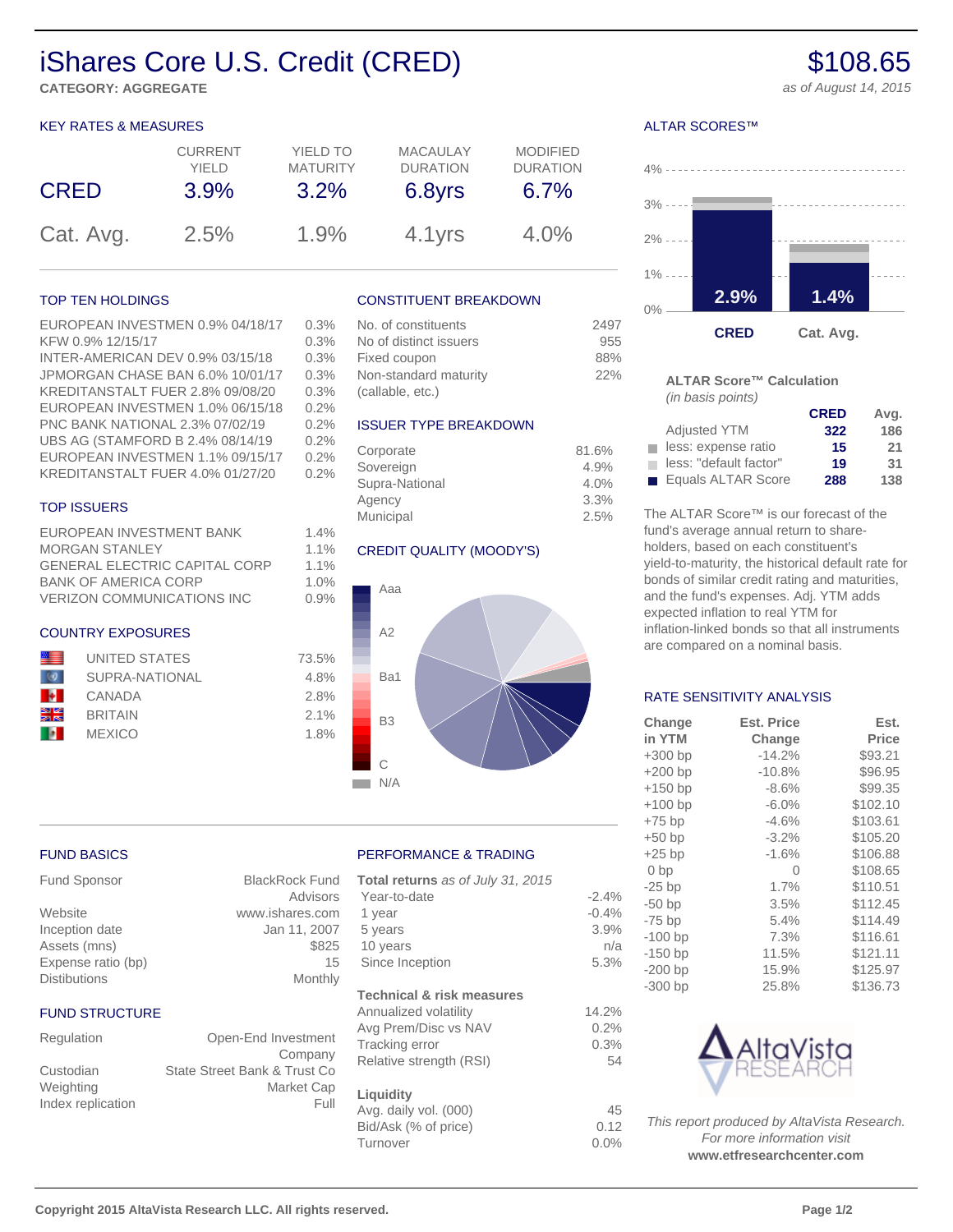# iShares Core U.S. Credit (CRED)

**CATEGORY: AGGREGATE**

**$108.65**

*as of August 14, 2015*

## KEY RATES & MEASURES

| | CURRENT YIELD | YIELD TO MATURITY | MACAULAY DURATION | MODIFIED DURATION |
|---|---|---|---|---|
| CRED | 3.9% | 3.2% | 6.8yrs | 6.7% |
| Cat. Avg. | 2.5% | 1.9% | 4.1yrs | 4.0% |

## ALTAR SCORES™

| | |
|---|---|
| CRED | 2.9% |
| Cat. Avg. | 1.4% |

**ALTAR Score™ Calculation**
*(in basis points)*

| | CRED | Avg. |
|---|---|---|
| Adjusted YTM | 322 | 186 |
| less: expense ratio | 15 | 21 |
| less: "default factor" | 19 | 31 |
| Equals ALTAR Score | 288 | 138 |

The ALTAR Score™ is our forecast of the fund's average annual return to share-holders, based on each constituent's yield-to-maturity, the historical default rate for bonds of similar credit rating and maturities, and the fund's expenses. Adj. YTM adds expected inflation to real YTM for inflation-linked bonds so that all instruments are compared on a nominal basis.

## TOP TEN HOLDINGS

| | |
|---|---|
| EUROPEAN INVESTMEN 0.9% 04/18/17 | 0.3% |
| KFW 0.9% 12/15/17 | 0.3% |
| INTER-AMERICAN DEV 0.9% 03/15/18 | 0.3% |
| JPMORGAN CHASE BAN 6.0% 10/01/17 | 0.3% |
| KREDITANSTALT FUER 2.8% 09/08/20 | 0.3% |
| EUROPEAN INVESTMEN 1.0% 06/15/18 | 0.2% |
| PNC BANK NATIONAL 2.3% 07/02/19 | 0.2% |
| UBS AG (STAMFORD B 2.4% 08/14/19 | 0.2% |
| EUROPEAN INVESTMEN 1.1% 09/15/17 | 0.2% |
| KREDITANSTALT FUER 4.0% 01/27/20 | 0.2% |

## TOP ISSUERS

| | |
|---|---|
| EUROPEAN INVESTMENT BANK | 1.4% |
| MORGAN STANLEY | 1.1% |
| GENERAL ELECTRIC CAPITAL CORP | 1.1% |
| BANK OF AMERICA CORP | 1.0% |
| VERIZON COMMUNICATIONS INC | 0.9% |

## COUNTRY EXPOSURES

| | |
|---|---|
| UNITED STATES | 73.5% |
| SUPRA-NATIONAL | 4.8% |
| CANADA | 2.8% |
| BRITAIN | 2.1% |
| MEXICO | 1.8% |

## CONSTITUENT BREAKDOWN

| | |
|---|---|
| No. of constituents | 2497 |
| No of distinct issuers | 955 |
| Fixed coupon | 88% |
| Non-standard maturity (callable, etc.) | 22% |

## ISSUER TYPE BREAKDOWN

| | |
|---|---|
| Corporate | 81.6% |
| Sovereign | 4.9% |
| Supra-National | 4.0% |
| Agency | 3.3% |
| Municipal | 2.5% |

## CREDIT QUALITY (MOODY'S)

Aaa
A2
Ba1
B3
C
N/A

## RATE SENSITIVITY ANALYSIS

| Change in YTM | Est. Price Change | Est. Price |
|---|---|---|
| +300 bp | -14.2% | $93.21 |
| +200 bp | -10.8% | $96.95 |
| +150 bp | -8.6% | $99.35 |
| +100 bp | -6.0% | $102.10 |
| +75 bp | -4.6% | $103.61 |
| +50 bp | -3.2% | $105.20 |
| +25 bp | -1.6% | $106.88 |
| 0 bp | 0 | $108.65 |
| -25 bp | 1.7% | $110.51 |
| -50 bp | 3.5% | $112.45 |
| -75 bp | 5.4% | $114.49 |
| -100 bp | 7.3% | $116.61 |
| -150 bp | 11.5% | $121.11 |
| -200 bp | 15.9% | $125.97 |
| -300 bp | 25.8% | $136.73 |

## FUND BASICS

| | |
|---|---|
| Fund Sponsor | BlackRock Fund Advisors |
| Website | www.ishares.com |
| Inception date | Jan 11, 2007 |
| Assets (mns) | $825 |
| Expense ratio (bp) | 15 |
| Distibutions | Monthly |

## FUND STRUCTURE

| | |
|---|---|
| Regulation | Open-End Investment Company |
| Custodian | State Street Bank & Trust Co |
| Weighting | Market Cap |
| Index replication | Full |

## PERFORMANCE & TRADING

**Total returns** *as of July 31, 2015*

| | |
|---|---|
| Year-to-date | -2.4% |
| 1 year | -0.4% |
| 5 years | 3.9% |
| 10 years | n/a |
| Since Inception | 5.3% |

**Technical & risk measures**

| | |
|---|---|
| Annualized volatility | 14.2% |
| Avg Prem/Disc vs NAV | 0.2% |
| Tracking error | 0.3% |
| Relative strength (RSI) | 54 |

**Liquidity**

| | |
|---|---|
| Avg. daily vol. (000) | 45 |
| Bid/Ask (% of price) | 0.12 |
| Turnover | 0.0% |

AltaVista RESEARCH

*This report produced by AltaVista Research. For more information visit*
**www.etfresearchcenter.com**

**Copyright 2015 AltaVista Research LLC. All rights reserved.**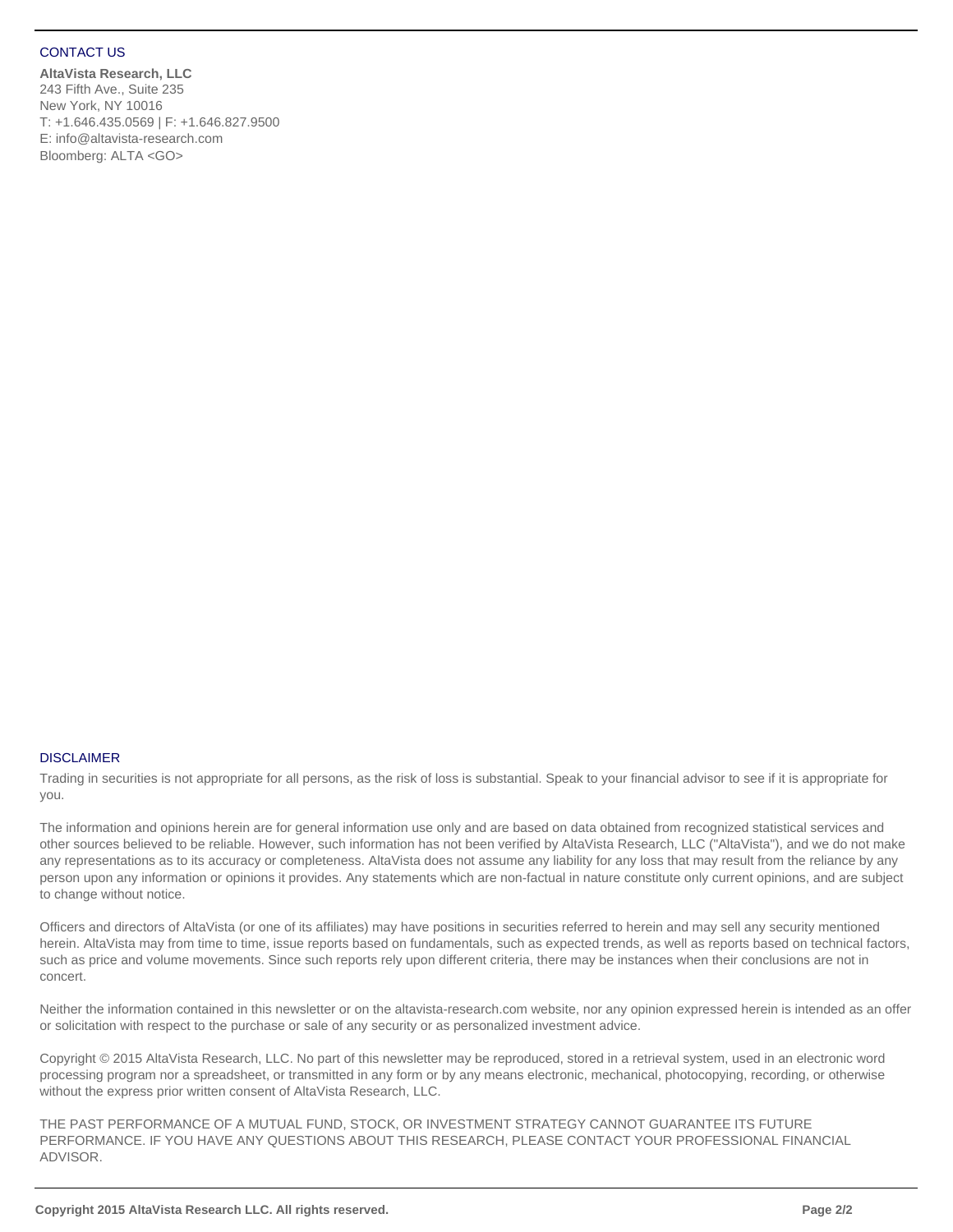## CONTACT US

**AltaVista Research, LLC**
243 Fifth Ave., Suite 235
New York, NY 10016
T: +1.646.435.0569 | F: +1.646.827.9500
E: info@altavista-research.com
Bloomberg: ALTA <GO>

## DISCLAIMER

Trading in securities is not appropriate for all persons, as the risk of loss is substantial. Speak to your financial advisor to see if it is appropriate for you.

The information and opinions herein are for general information use only and are based on data obtained from recognized statistical services and other sources believed to be reliable. However, such information has not been verified by AltaVista Research, LLC ("AltaVista"), and we do not make any representations as to its accuracy or completeness. AltaVista does not assume any liability for any loss that may result from the reliance by any person upon any information or opinions it provides. Any statements which are non-factual in nature constitute only current opinions, and are subject to change without notice.

Officers and directors of AltaVista (or one of its affiliates) may have positions in securities referred to herein and may sell any security mentioned herein. AltaVista may from time to time, issue reports based on fundamentals, such as expected trends, as well as reports based on technical factors, such as price and volume movements. Since such reports rely upon different criteria, there may be instances when their conclusions are not in concert.

Neither the information contained in this newsletter or on the altavista-research.com website, nor any opinion expressed herein is intended as an offer or solicitation with respect to the purchase or sale of any security or as personalized investment advice.

Copyright © 2015 AltaVista Research, LLC. No part of this newsletter may be reproduced, stored in a retrieval system, used in an electronic word processing program nor a spreadsheet, or transmitted in any form or by any means electronic, mechanical, photocopying, recording, or otherwise without the express prior written consent of AltaVista Research, LLC.

THE PAST PERFORMANCE OF A MUTUAL FUND, STOCK, OR INVESTMENT STRATEGY CANNOT GUARANTEE ITS FUTURE PERFORMANCE. IF YOU HAVE ANY QUESTIONS ABOUT THIS RESEARCH, PLEASE CONTACT YOUR PROFESSIONAL FINANCIAL ADVISOR.